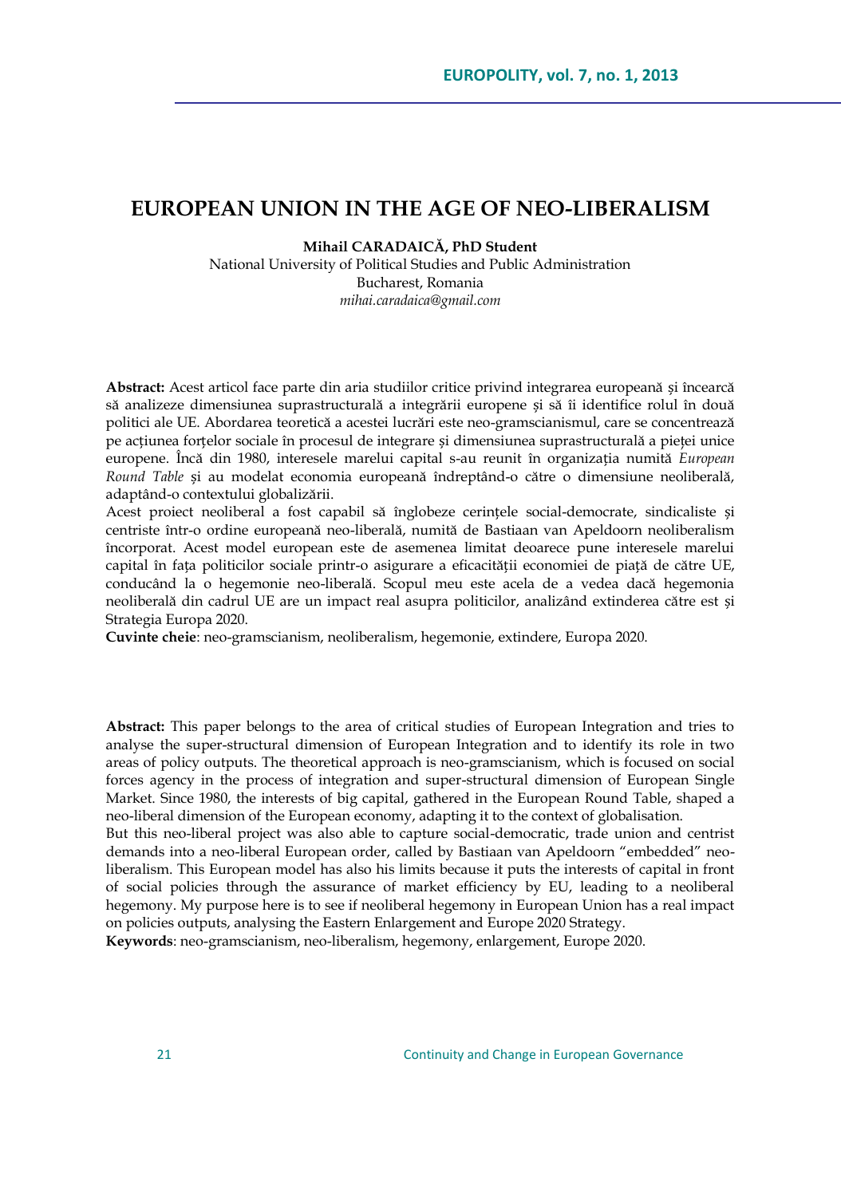# EUROPEAN UNION IN THE AGE OF NEO-LIBERALISM

**Mihail CARADAICĂ, PhD Student**
National University of Political Studies and Public Administration
Bucharest, Romania
*mihai.caradaica@gmail.com*

**Abstract:** Acest articol face parte din aria studiilor critice privind integrarea europeană și încearcă să analizeze dimensiunea suprastructurală a integrării europene și să îi identifice rolul în două politici ale UE. Abordarea teoretică a acestei lucrări este neo-gramscianismul, care se concentrează pe acțiunea forțelor sociale în procesul de integrare și dimensiunea suprastructurală a pieței unice europene. Încă din 1980, interesele marelui capital s-au reunit în organizația numită *European Round Table* și au modelat economia europeană îndreptând-o către o dimensiune neoliberală, adaptând-o contextului globalizării.

Acest proiect neoliberal a fost capabil să înglobeze cerințele social-democrate, sindicaliste și centriste într-o ordine europeană neo-liberală, numită de Bastiaan van Apeldoorn neoliberalism încorporat. Acest model european este de asemenea limitat deoarece pune interesele marelui capital în fața politicilor sociale printr-o asigurare a eficacității economiei de piață de către UE, conducând la o hegemonie neo-liberală. Scopul meu este acela de a vedea dacă hegemonia neoliberală din cadrul UE are un impact real asupra politicilor, analizând extinderea către est și Strategia Europa 2020.

**Cuvinte cheie**: neo-gramscianism, neoliberalism, hegemonie, extindere, Europa 2020.

**Abstract:** This paper belongs to the area of critical studies of European Integration and tries to analyse the super-structural dimension of European Integration and to identify its role in two areas of policy outputs. The theoretical approach is neo-gramscianism, which is focused on social forces agency in the process of integration and super-structural dimension of European Single Market. Since 1980, the interests of big capital, gathered in the European Round Table, shaped a neo-liberal dimension of the European economy, adapting it to the context of globalisation.

But this neo-liberal project was also able to capture social-democratic, trade union and centrist demands into a neo-liberal European order, called by Bastiaan van Apeldoorn "embedded" neo-liberalism. This European model has also his limits because it puts the interests of capital in front of social policies through the assurance of market efficiency by EU, leading to a neoliberal hegemony. My purpose here is to see if neoliberal hegemony in European Union has a real impact on policies outputs, analysing the Eastern Enlargement and Europe 2020 Strategy.

**Keywords**: neo-gramscianism, neo-liberalism, hegemony, enlargement, Europe 2020.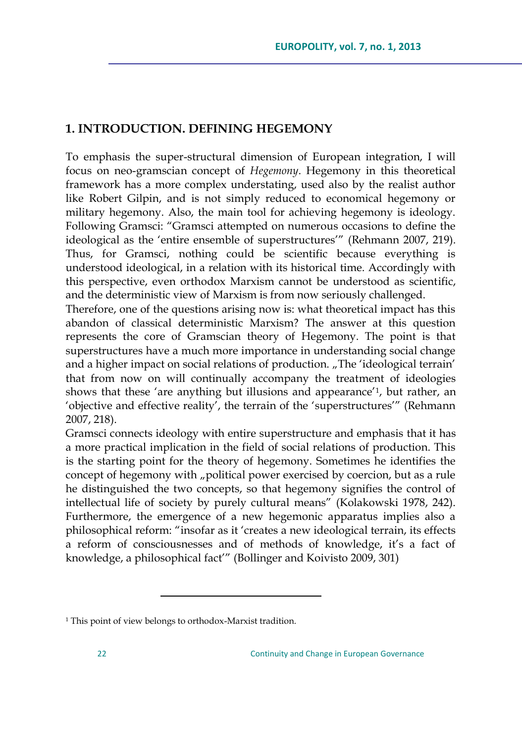## 1. INTRODUCTION. DEFINING HEGEMONY

To emphasis the super-structural dimension of European integration, I will focus on neo-gramscian concept of *Hegemony*. Hegemony in this theoretical framework has a more complex understating, used also by the realist author like Robert Gilpin, and is not simply reduced to economical hegemony or military hegemony. Also, the main tool for achieving hegemony is ideology. Following Gramsci: "Gramsci attempted on numerous occasions to define the ideological as the 'entire ensemble of superstructures'" (Rehmann 2007, 219). Thus, for Gramsci, nothing could be scientific because everything is understood ideological, in a relation with its historical time. Accordingly with this perspective, even orthodox Marxism cannot be understood as scientific, and the deterministic view of Marxism is from now seriously challenged.

Therefore, one of the questions arising now is: what theoretical impact has this abandon of classical deterministic Marxism? The answer at this question represents the core of Gramscian theory of Hegemony. The point is that superstructures have a much more importance in understanding social change and a higher impact on social relations of production. „The 'ideological terrain' that from now on will continually accompany the treatment of ideologies shows that these 'are anything but illusions and appearance'[1], but rather, an 'objective and effective reality', the terrain of the 'superstructures'" (Rehmann 2007, 218).

Gramsci connects ideology with entire superstructure and emphasis that it has a more practical implication in the field of social relations of production. This is the starting point for the theory of hegemony. Sometimes he identifies the concept of hegemony with „political power exercised by coercion, but as a rule he distinguished the two concepts, so that hegemony signifies the control of intellectual life of society by purely cultural means" (Kolakowski 1978, 242). Furthermore, the emergence of a new hegemonic apparatus implies also a philosophical reform: "insofar as it 'creates a new ideological terrain, its effects a reform of consciousnesses and of methods of knowledge, it's a fact of knowledge, a philosophical fact'" (Bollinger and Koivisto 2009, 301)

---

[1] This point of view belongs to orthodox-Marxist tradition.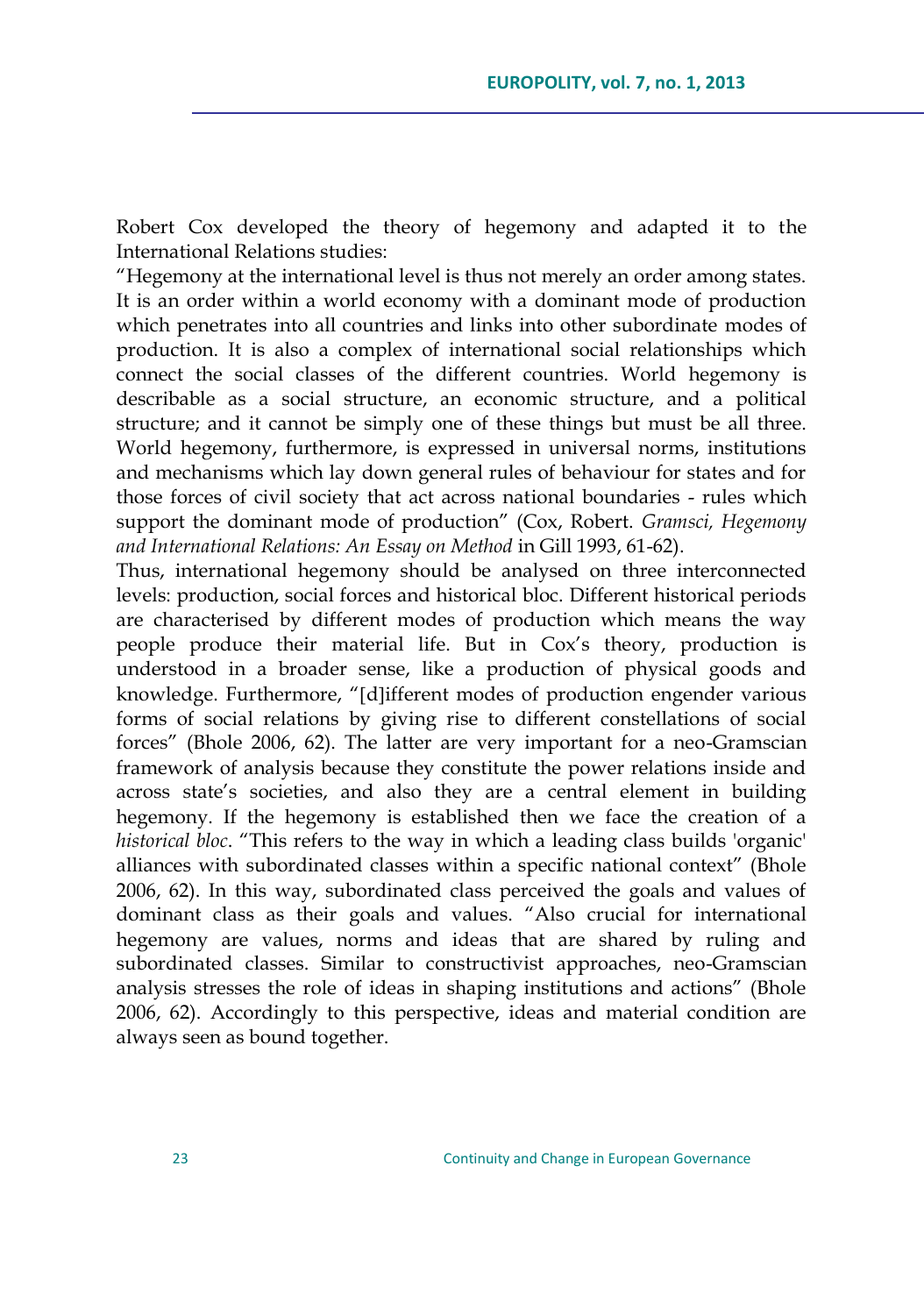Robert Cox developed the theory of hegemony and adapted it to the International Relations studies:

"Hegemony at the international level is thus not merely an order among states. It is an order within a world economy with a dominant mode of production which penetrates into all countries and links into other subordinate modes of production. It is also a complex of international social relationships which connect the social classes of the different countries. World hegemony is describable as a social structure, an economic structure, and a political structure; and it cannot be simply one of these things but must be all three. World hegemony, furthermore, is expressed in universal norms, institutions and mechanisms which lay down general rules of behaviour for states and for those forces of civil society that act across national boundaries - rules which support the dominant mode of production" (Cox, Robert. *Gramsci, Hegemony and International Relations: An Essay on Method* in Gill 1993, 61-62).

Thus, international hegemony should be analysed on three interconnected levels: production, social forces and historical bloc. Different historical periods are characterised by different modes of production which means the way people produce their material life. But in Cox's theory, production is understood in a broader sense, like a production of physical goods and knowledge. Furthermore, "[d]ifferent modes of production engender various forms of social relations by giving rise to different constellations of social forces" (Bhole 2006, 62). The latter are very important for a neo-Gramscian framework of analysis because they constitute the power relations inside and across state's societies, and also they are a central element in building hegemony. If the hegemony is established then we face the creation of a *historical bloc*. "This refers to the way in which a leading class builds 'organic' alliances with subordinated classes within a specific national context" (Bhole 2006, 62). In this way, subordinated class perceived the goals and values of dominant class as their goals and values. "Also crucial for international hegemony are values, norms and ideas that are shared by ruling and subordinated classes. Similar to constructivist approaches, neo-Gramscian analysis stresses the role of ideas in shaping institutions and actions" (Bhole 2006, 62). Accordingly to this perspective, ideas and material condition are always seen as bound together.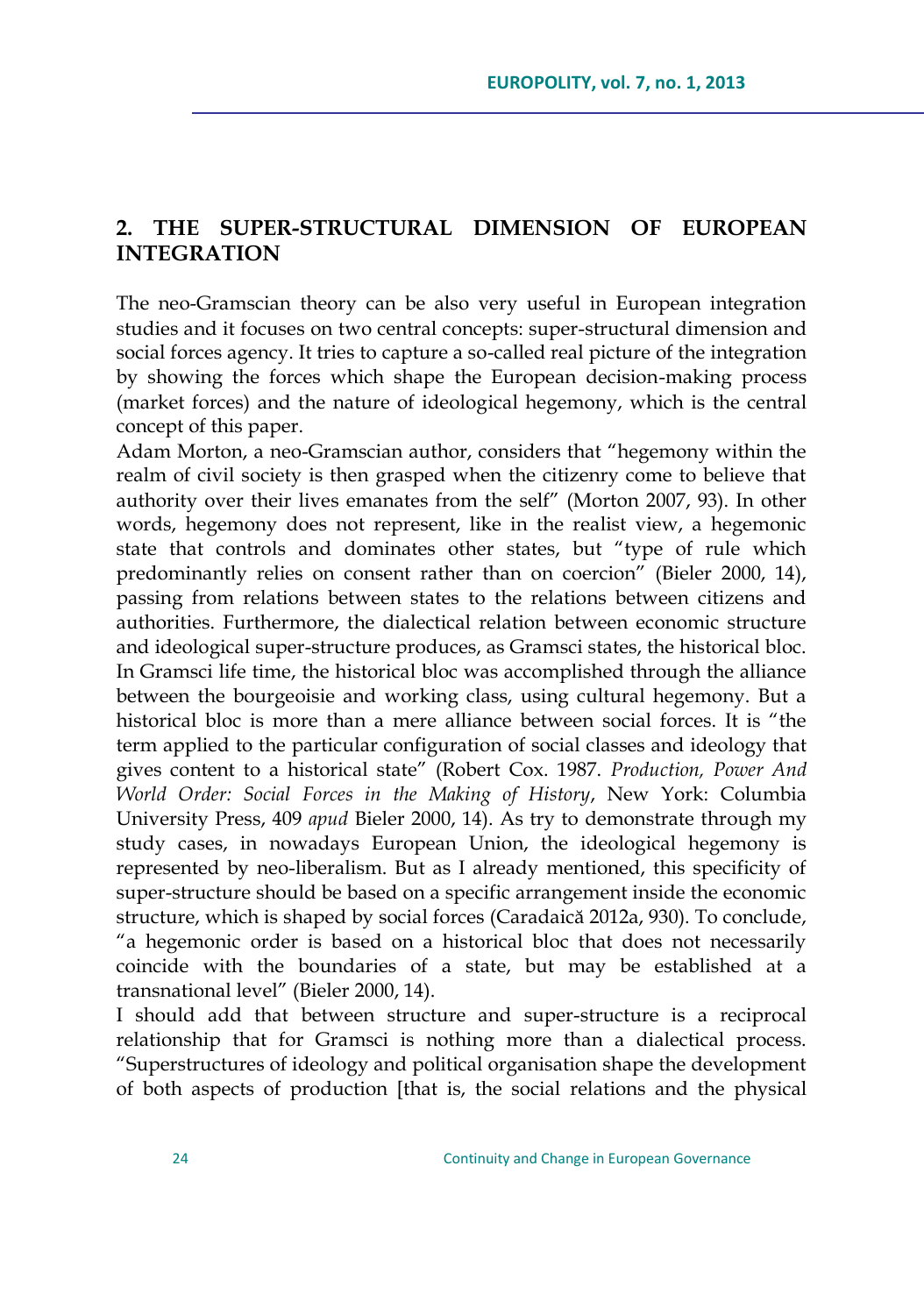## 2. THE SUPER-STRUCTURAL DIMENSION OF EUROPEAN INTEGRATION

The neo-Gramscian theory can be also very useful in European integration studies and it focuses on two central concepts: super-structural dimension and social forces agency. It tries to capture a so-called real picture of the integration by showing the forces which shape the European decision-making process (market forces) and the nature of ideological hegemony, which is the central concept of this paper.

Adam Morton, a neo-Gramscian author, considers that "hegemony within the realm of civil society is then grasped when the citizenry come to believe that authority over their lives emanates from the self" (Morton 2007, 93). In other words, hegemony does not represent, like in the realist view, a hegemonic state that controls and dominates other states, but "type of rule which predominantly relies on consent rather than on coercion" (Bieler 2000, 14), passing from relations between states to the relations between citizens and authorities. Furthermore, the dialectical relation between economic structure and ideological super-structure produces, as Gramsci states, the historical bloc. In Gramsci life time, the historical bloc was accomplished through the alliance between the bourgeoisie and working class, using cultural hegemony. But a historical bloc is more than a mere alliance between social forces. It is "the term applied to the particular configuration of social classes and ideology that gives content to a historical state" (Robert Cox. 1987. *Production, Power And World Order: Social Forces in the Making of History*, New York: Columbia University Press, 409 *apud* Bieler 2000, 14). As try to demonstrate through my study cases, in nowadays European Union, the ideological hegemony is represented by neo-liberalism. But as I already mentioned, this specificity of super-structure should be based on a specific arrangement inside the economic structure, which is shaped by social forces (Caradaică 2012a, 930). To conclude, "a hegemonic order is based on a historical bloc that does not necessarily coincide with the boundaries of a state, but may be established at a transnational level" (Bieler 2000, 14).

I should add that between structure and super-structure is a reciprocal relationship that for Gramsci is nothing more than a dialectical process. "Superstructures of ideology and political organisation shape the development of both aspects of production [that is, the social relations and the physical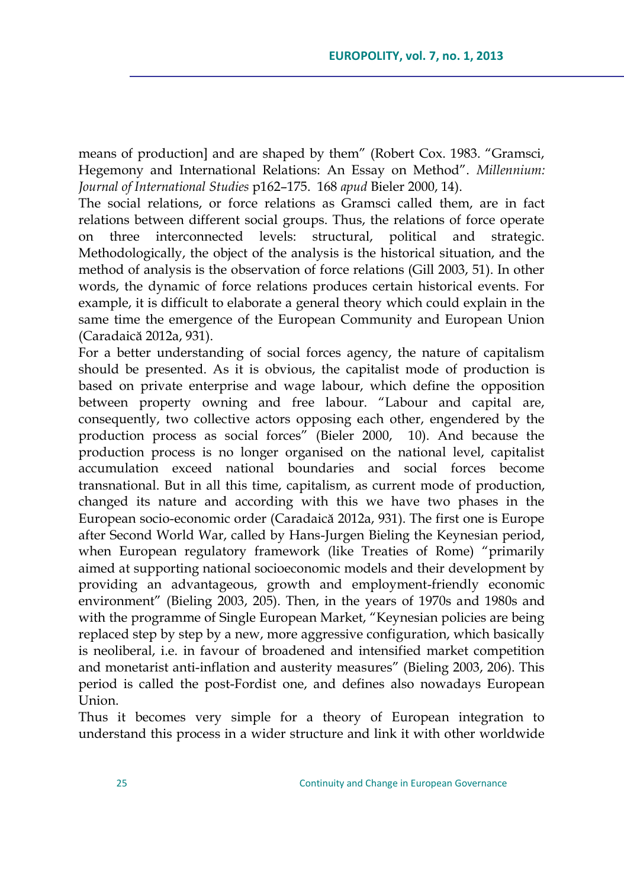means of production] and are shaped by them" (Robert Cox. 1983. "Gramsci, Hegemony and International Relations: An Essay on Method". *Millennium: Journal of International Studies* p162–175. 168 *apud* Bieler 2000, 14).

The social relations, or force relations as Gramsci called them, are in fact relations between different social groups. Thus, the relations of force operate on three interconnected levels: structural, political and strategic. Methodologically, the object of the analysis is the historical situation, and the method of analysis is the observation of force relations (Gill 2003, 51). In other words, the dynamic of force relations produces certain historical events. For example, it is difficult to elaborate a general theory which could explain in the same time the emergence of the European Community and European Union (Caradaică 2012a, 931).

For a better understanding of social forces agency, the nature of capitalism should be presented. As it is obvious, the capitalist mode of production is based on private enterprise and wage labour, which define the opposition between property owning and free labour. "Labour and capital are, consequently, two collective actors opposing each other, engendered by the production process as social forces" (Bieler 2000, 10). And because the production process is no longer organised on the national level, capitalist accumulation exceed national boundaries and social forces become transnational. But in all this time, capitalism, as current mode of production, changed its nature and according with this we have two phases in the European socio-economic order (Caradaică 2012a, 931). The first one is Europe after Second World War, called by Hans-Jurgen Bieling the Keynesian period, when European regulatory framework (like Treaties of Rome) "primarily aimed at supporting national socioeconomic models and their development by providing an advantageous, growth and employment-friendly economic environment" (Bieling 2003, 205). Then, in the years of 1970s and 1980s and with the programme of Single European Market, "Keynesian policies are being replaced step by step by a new, more aggressive configuration, which basically is neoliberal, i.e. in favour of broadened and intensified market competition and monetarist anti-inflation and austerity measures" (Bieling 2003, 206). This period is called the post-Fordist one, and defines also nowadays European Union.

Thus it becomes very simple for a theory of European integration to understand this process in a wider structure and link it with other worldwide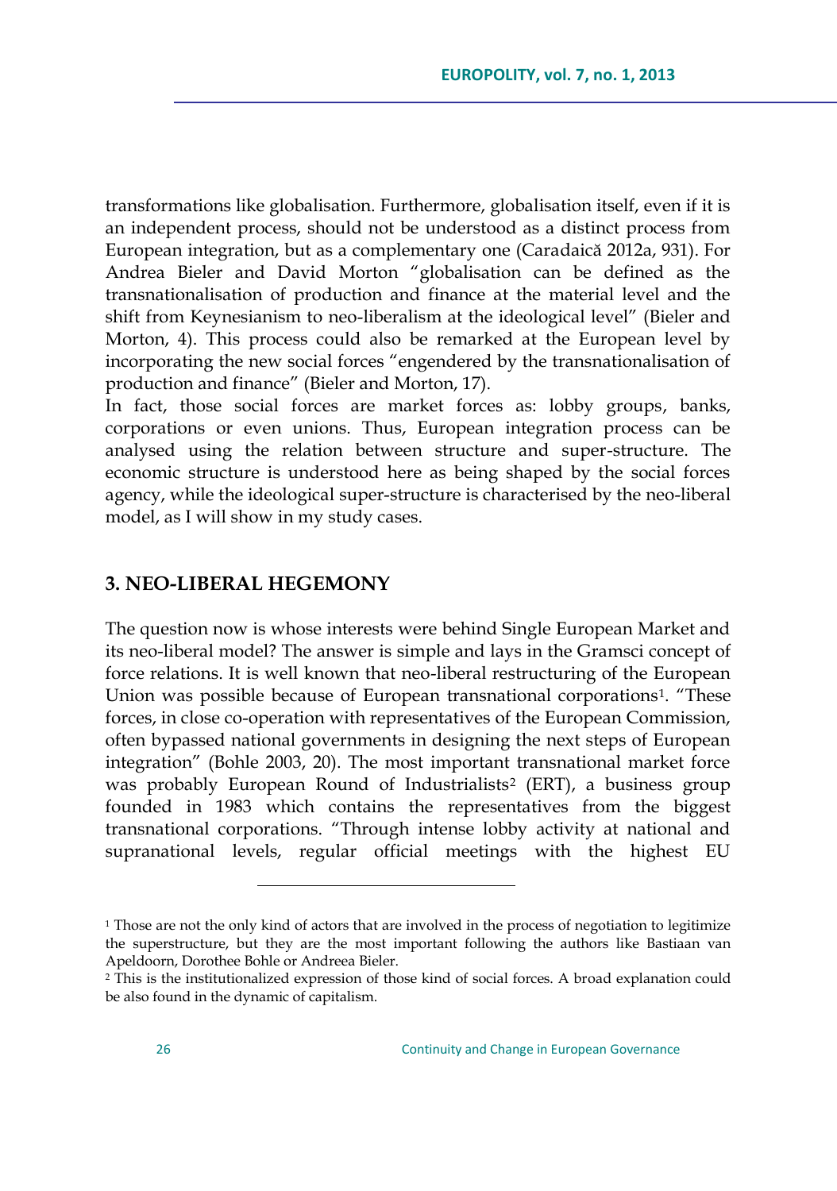transformations like globalisation. Furthermore, globalisation itself, even if it is an independent process, should not be understood as a distinct process from European integration, but as a complementary one (Caradaică 2012a, 931). For Andrea Bieler and David Morton "globalisation can be defined as the transnationalisation of production and finance at the material level and the shift from Keynesianism to neo-liberalism at the ideological level" (Bieler and Morton, 4). This process could also be remarked at the European level by incorporating the new social forces "engendered by the transnationalisation of production and finance" (Bieler and Morton, 17).

In fact, those social forces are market forces as: lobby groups, banks, corporations or even unions. Thus, European integration process can be analysed using the relation between structure and super-structure. The economic structure is understood here as being shaped by the social forces agency, while the ideological super-structure is characterised by the neo-liberal model, as I will show in my study cases.

## 3. NEO-LIBERAL HEGEMONY

The question now is whose interests were behind Single European Market and its neo-liberal model? The answer is simple and lays in the Gramsci concept of force relations. It is well known that neo-liberal restructuring of the European Union was possible because of European transnational corporations[1]. "These forces, in close co-operation with representatives of the European Commission, often bypassed national governments in designing the next steps of European integration" (Bohle 2003, 20). The most important transnational market force was probably European Round of Industrialists[2] (ERT), a business group founded in 1983 which contains the representatives from the biggest transnational corporations. "Through intense lobby activity at national and supranational levels, regular official meetings with the highest EU

[1] Those are not the only kind of actors that are involved in the process of negotiation to legitimize the superstructure, but they are the most important following the authors like Bastiaan van Apeldoorn, Dorothee Bohle or Andreea Bieler.

[2] This is the institutionalized expression of those kind of social forces. A broad explanation could be also found in the dynamic of capitalism.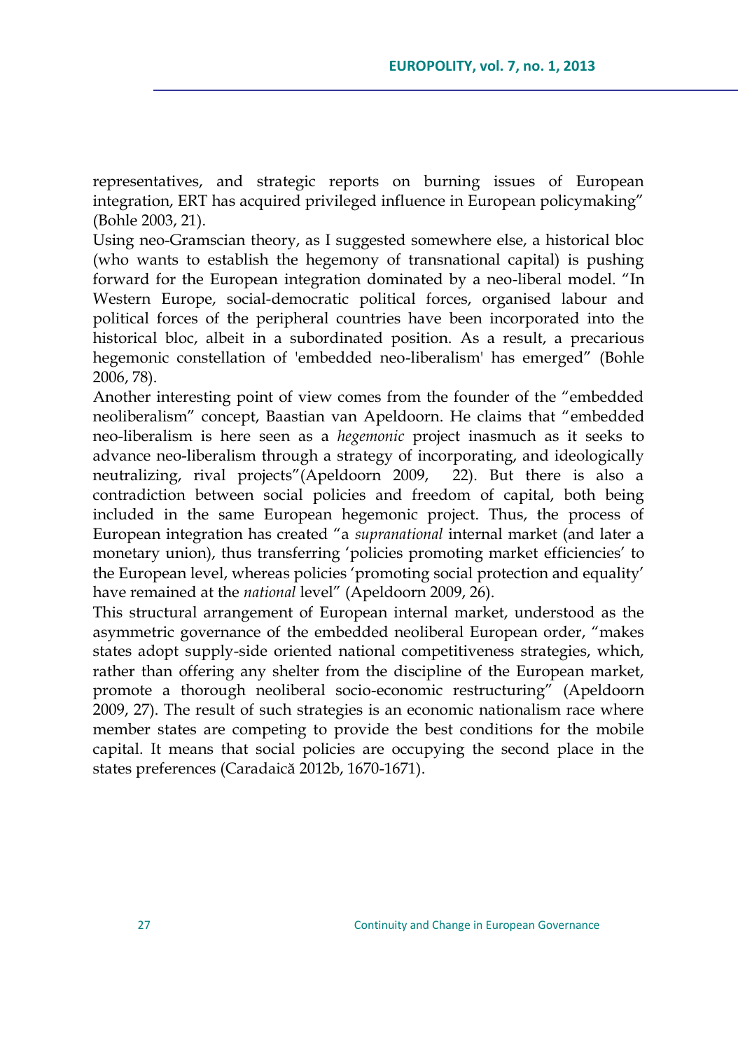representatives, and strategic reports on burning issues of European integration, ERT has acquired privileged influence in European policymaking" (Bohle 2003, 21).

Using neo-Gramscian theory, as I suggested somewhere else, a historical bloc (who wants to establish the hegemony of transnational capital) is pushing forward for the European integration dominated by a neo-liberal model. "In Western Europe, social-democratic political forces, organised labour and political forces of the peripheral countries have been incorporated into the historical bloc, albeit in a subordinated position. As a result, a precarious hegemonic constellation of 'embedded neo-liberalism' has emerged" (Bohle 2006, 78).

Another interesting point of view comes from the founder of the "embedded neoliberalism" concept, Baastian van Apeldoorn. He claims that "embedded neo-liberalism is here seen as a *hegemonic* project inasmuch as it seeks to advance neo-liberalism through a strategy of incorporating, and ideologically neutralizing, rival projects"(Apeldoorn 2009, 22). But there is also a contradiction between social policies and freedom of capital, both being included in the same European hegemonic project. Thus, the process of European integration has created "a *supranational* internal market (and later a monetary union), thus transferring 'policies promoting market efficiencies' to the European level, whereas policies 'promoting social protection and equality' have remained at the *national* level" (Apeldoorn 2009, 26).

This structural arrangement of European internal market, understood as the asymmetric governance of the embedded neoliberal European order, "makes states adopt supply-side oriented national competitiveness strategies, which, rather than offering any shelter from the discipline of the European market, promote a thorough neoliberal socio-economic restructuring" (Apeldoorn 2009, 27). The result of such strategies is an economic nationalism race where member states are competing to provide the best conditions for the mobile capital. It means that social policies are occupying the second place in the states preferences (Caradaică 2012b, 1670-1671).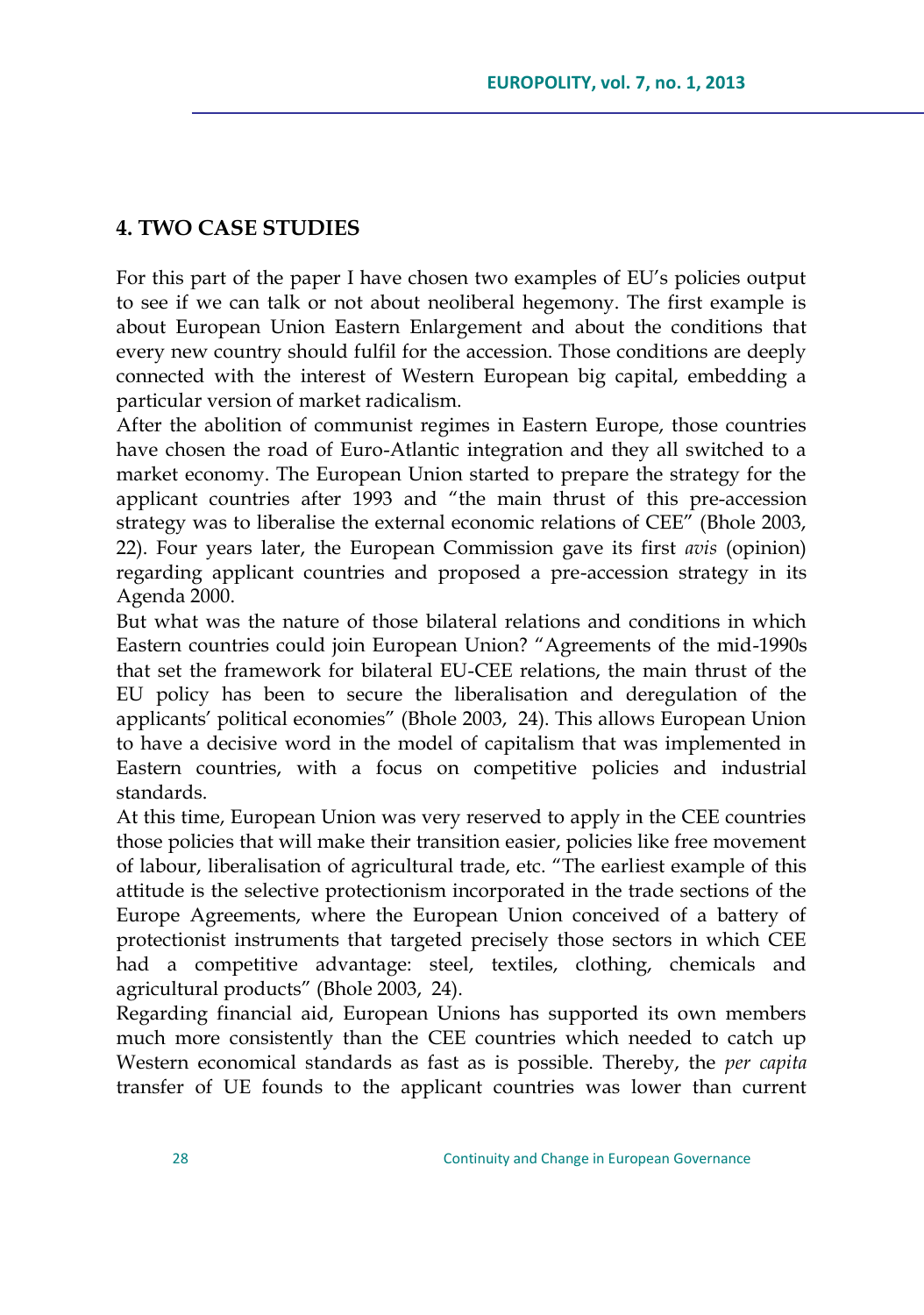## 4. TWO CASE STUDIES

For this part of the paper I have chosen two examples of EU's policies output to see if we can talk or not about neoliberal hegemony. The first example is about European Union Eastern Enlargement and about the conditions that every new country should fulfil for the accession. Those conditions are deeply connected with the interest of Western European big capital, embedding a particular version of market radicalism.

After the abolition of communist regimes in Eastern Europe, those countries have chosen the road of Euro-Atlantic integration and they all switched to a market economy. The European Union started to prepare the strategy for the applicant countries after 1993 and "the main thrust of this pre-accession strategy was to liberalise the external economic relations of CEE" (Bhole 2003, 22). Four years later, the European Commission gave its first *avis* (opinion) regarding applicant countries and proposed a pre-accession strategy in its Agenda 2000.

But what was the nature of those bilateral relations and conditions in which Eastern countries could join European Union? "Agreements of the mid-1990s that set the framework for bilateral EU-CEE relations, the main thrust of the EU policy has been to secure the liberalisation and deregulation of the applicants' political economies" (Bhole 2003, 24). This allows European Union to have a decisive word in the model of capitalism that was implemented in Eastern countries, with a focus on competitive policies and industrial standards.

At this time, European Union was very reserved to apply in the CEE countries those policies that will make their transition easier, policies like free movement of labour, liberalisation of agricultural trade, etc. "The earliest example of this attitude is the selective protectionism incorporated in the trade sections of the Europe Agreements, where the European Union conceived of a battery of protectionist instruments that targeted precisely those sectors in which CEE had a competitive advantage: steel, textiles, clothing, chemicals and agricultural products" (Bhole 2003, 24).

Regarding financial aid, European Unions has supported its own members much more consistently than the CEE countries which needed to catch up Western economical standards as fast as is possible. Thereby, the *per capita* transfer of UE founds to the applicant countries was lower than current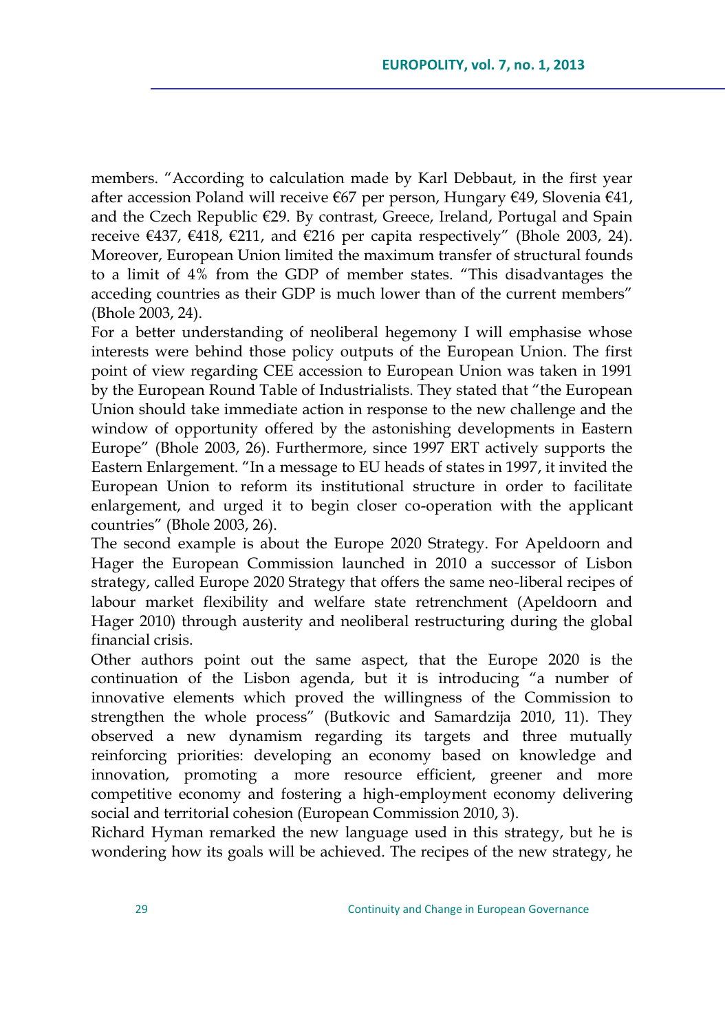members. "According to calculation made by Karl Debbaut, in the first year after accession Poland will receive €67 per person, Hungary €49, Slovenia €41, and the Czech Republic €29. By contrast, Greece, Ireland, Portugal and Spain receive €437, €418, €211, and €216 per capita respectively" (Bhole 2003, 24). Moreover, European Union limited the maximum transfer of structural founds to a limit of 4% from the GDP of member states. "This disadvantages the acceding countries as their GDP is much lower than of the current members" (Bhole 2003, 24).

For a better understanding of neoliberal hegemony I will emphasise whose interests were behind those policy outputs of the European Union. The first point of view regarding CEE accession to European Union was taken in 1991 by the European Round Table of Industrialists. They stated that "the European Union should take immediate action in response to the new challenge and the window of opportunity offered by the astonishing developments in Eastern Europe" (Bhole 2003, 26). Furthermore, since 1997 ERT actively supports the Eastern Enlargement. "In a message to EU heads of states in 1997, it invited the European Union to reform its institutional structure in order to facilitate enlargement, and urged it to begin closer co-operation with the applicant countries" (Bhole 2003, 26).

The second example is about the Europe 2020 Strategy. For Apeldoorn and Hager the European Commission launched in 2010 a successor of Lisbon strategy, called Europe 2020 Strategy that offers the same neo-liberal recipes of labour market flexibility and welfare state retrenchment (Apeldoorn and Hager 2010) through austerity and neoliberal restructuring during the global financial crisis.

Other authors point out the same aspect, that the Europe 2020 is the continuation of the Lisbon agenda, but it is introducing "a number of innovative elements which proved the willingness of the Commission to strengthen the whole process" (Butkovic and Samardzija 2010, 11). They observed a new dynamism regarding its targets and three mutually reinforcing priorities: developing an economy based on knowledge and innovation, promoting a more resource efficient, greener and more competitive economy and fostering a high-employment economy delivering social and territorial cohesion (European Commission 2010, 3).

Richard Hyman remarked the new language used in this strategy, but he is wondering how its goals will be achieved. The recipes of the new strategy, he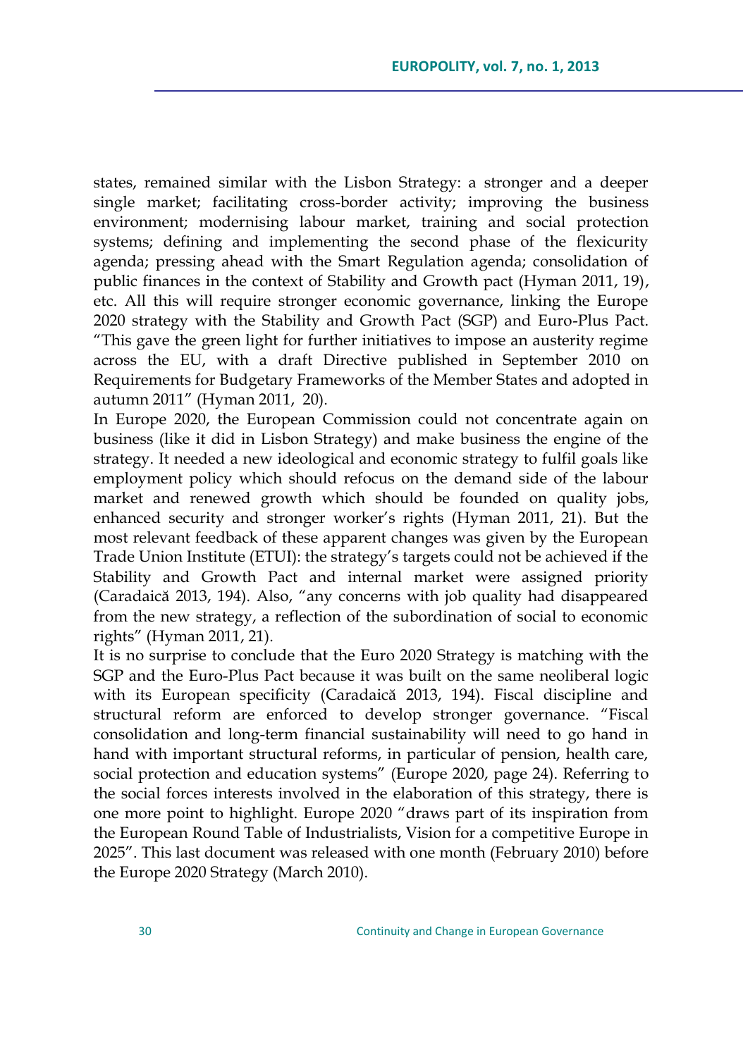states, remained similar with the Lisbon Strategy: a stronger and a deeper single market; facilitating cross-border activity; improving the business environment; modernising labour market, training and social protection systems; defining and implementing the second phase of the flexicurity agenda; pressing ahead with the Smart Regulation agenda; consolidation of public finances in the context of Stability and Growth pact (Hyman 2011, 19), etc. All this will require stronger economic governance, linking the Europe 2020 strategy with the Stability and Growth Pact (SGP) and Euro-Plus Pact. "This gave the green light for further initiatives to impose an austerity regime across the EU, with a draft Directive published in September 2010 on Requirements for Budgetary Frameworks of the Member States and adopted in autumn 2011" (Hyman 2011, 20).

In Europe 2020, the European Commission could not concentrate again on business (like it did in Lisbon Strategy) and make business the engine of the strategy. It needed a new ideological and economic strategy to fulfil goals like employment policy which should refocus on the demand side of the labour market and renewed growth which should be founded on quality jobs, enhanced security and stronger worker's rights (Hyman 2011, 21). But the most relevant feedback of these apparent changes was given by the European Trade Union Institute (ETUI): the strategy's targets could not be achieved if the Stability and Growth Pact and internal market were assigned priority (Caradaică 2013, 194). Also, "any concerns with job quality had disappeared from the new strategy, a reflection of the subordination of social to economic rights" (Hyman 2011, 21).

It is no surprise to conclude that the Euro 2020 Strategy is matching with the SGP and the Euro-Plus Pact because it was built on the same neoliberal logic with its European specificity (Caradaică 2013, 194). Fiscal discipline and structural reform are enforced to develop stronger governance. "Fiscal consolidation and long-term financial sustainability will need to go hand in hand with important structural reforms, in particular of pension, health care, social protection and education systems" (Europe 2020, page 24). Referring to the social forces interests involved in the elaboration of this strategy, there is one more point to highlight. Europe 2020 "draws part of its inspiration from the European Round Table of Industrialists, Vision for a competitive Europe in 2025". This last document was released with one month (February 2010) before the Europe 2020 Strategy (March 2010).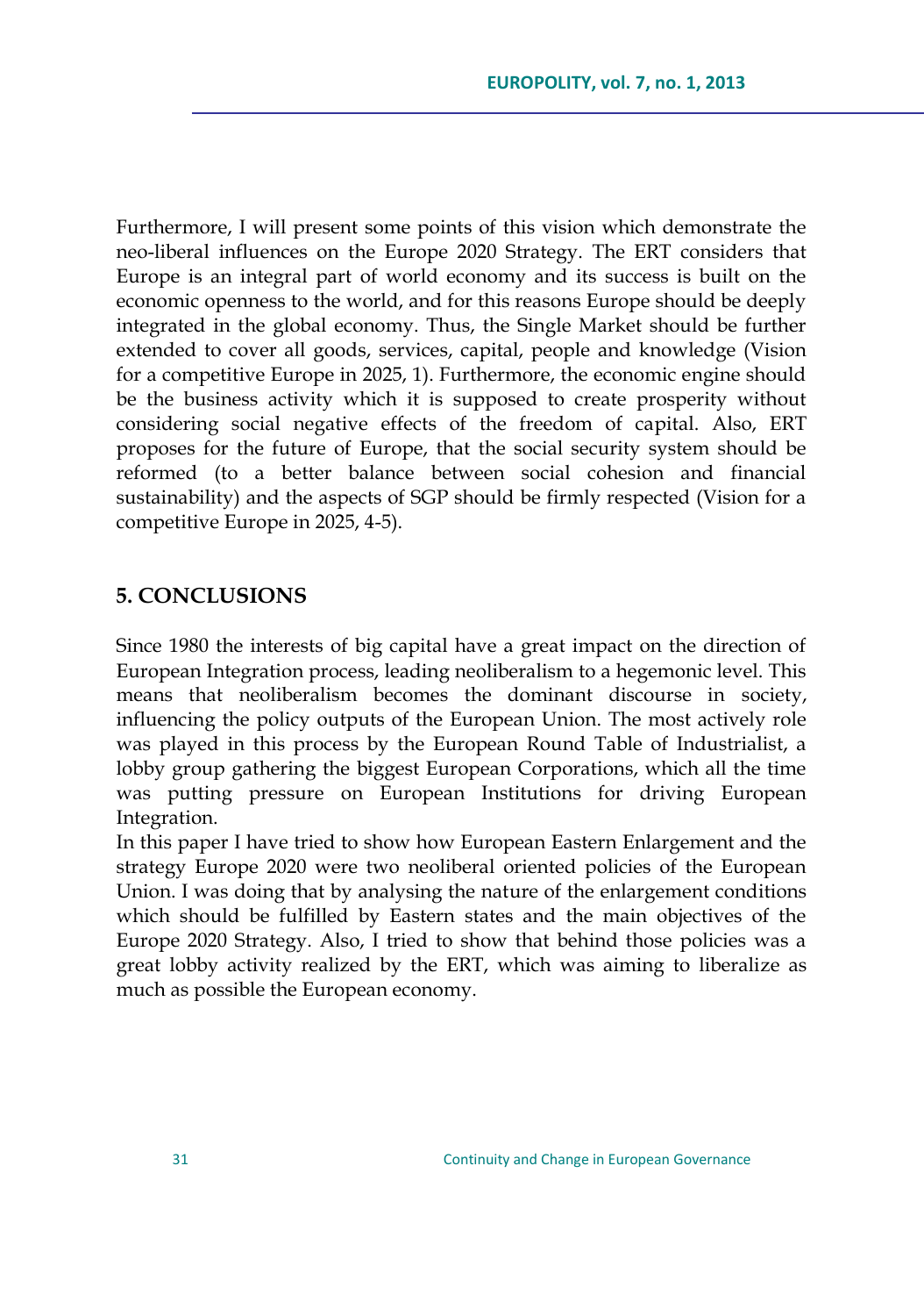Furthermore, I will present some points of this vision which demonstrate the neo-liberal influences on the Europe 2020 Strategy. The ERT considers that Europe is an integral part of world economy and its success is built on the economic openness to the world, and for this reasons Europe should be deeply integrated in the global economy. Thus, the Single Market should be further extended to cover all goods, services, capital, people and knowledge (Vision for a competitive Europe in 2025, 1). Furthermore, the economic engine should be the business activity which it is supposed to create prosperity without considering social negative effects of the freedom of capital. Also, ERT proposes for the future of Europe, that the social security system should be reformed (to a better balance between social cohesion and financial sustainability) and the aspects of SGP should be firmly respected (Vision for a competitive Europe in 2025, 4-5).

## 5. CONCLUSIONS

Since 1980 the interests of big capital have a great impact on the direction of European Integration process, leading neoliberalism to a hegemonic level. This means that neoliberalism becomes the dominant discourse in society, influencing the policy outputs of the European Union. The most actively role was played in this process by the European Round Table of Industrialist, a lobby group gathering the biggest European Corporations, which all the time was putting pressure on European Institutions for driving European Integration.

In this paper I have tried to show how European Eastern Enlargement and the strategy Europe 2020 were two neoliberal oriented policies of the European Union. I was doing that by analysing the nature of the enlargement conditions which should be fulfilled by Eastern states and the main objectives of the Europe 2020 Strategy. Also, I tried to show that behind those policies was a great lobby activity realized by the ERT, which was aiming to liberalize as much as possible the European economy.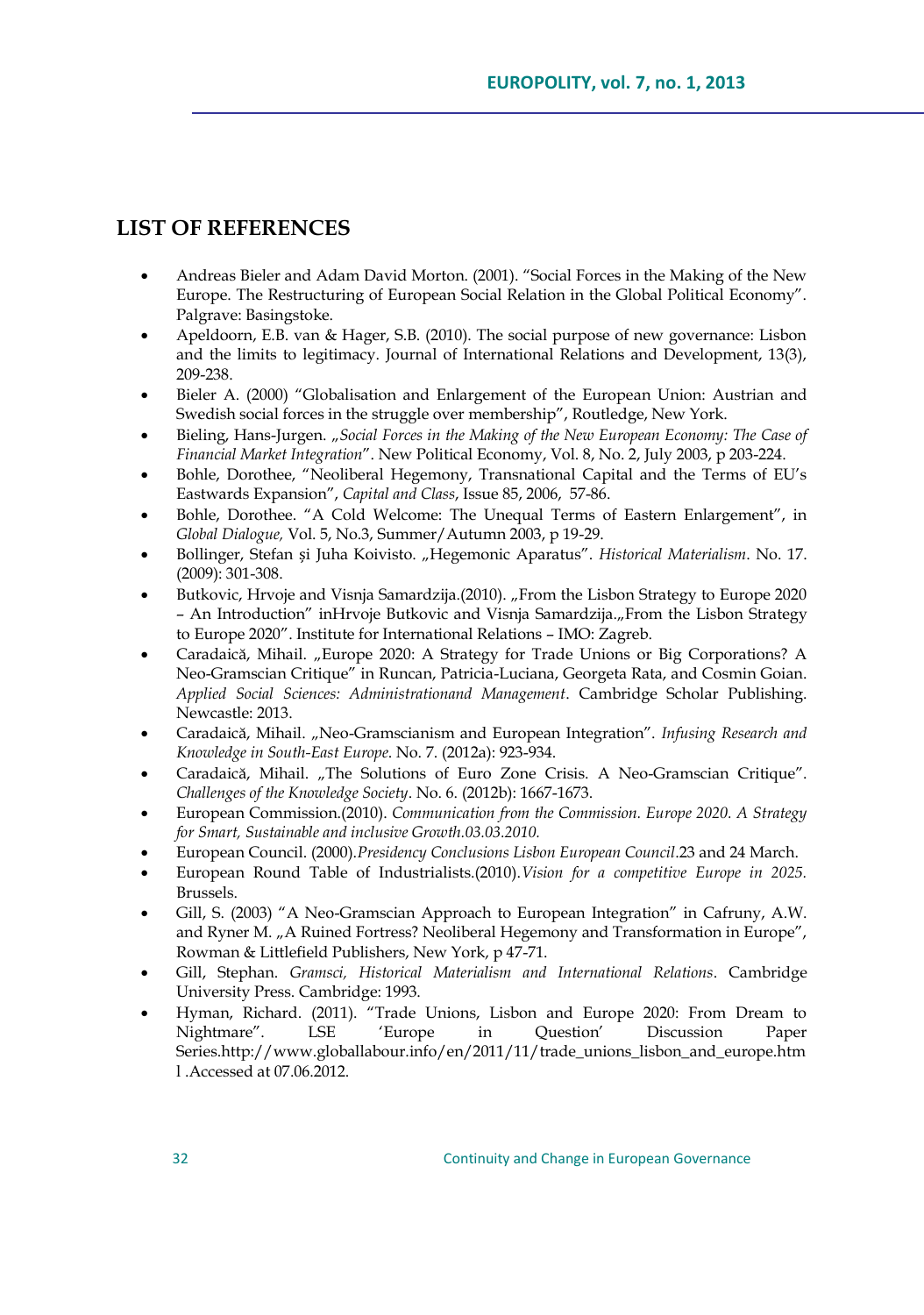## LIST OF REFERENCES

- Andreas Bieler and Adam David Morton. (2001). "Social Forces in the Making of the New Europe. The Restructuring of European Social Relation in the Global Political Economy". Palgrave: Basingstoke.
- Apeldoorn, E.B. van & Hager, S.B. (2010). The social purpose of new governance: Lisbon and the limits to legitimacy. Journal of International Relations and Development, 13(3), 209-238.
- Bieler A. (2000) "Globalisation and Enlargement of the European Union: Austrian and Swedish social forces in the struggle over membership", Routledge, New York.
- Bieling, Hans-Jurgen. „*Social Forces in the Making of the New European Economy: The Case of Financial Market Integration*". New Political Economy, Vol. 8, No. 2, July 2003, p 203-224.
- Bohle, Dorothee, "Neoliberal Hegemony, Transnational Capital and the Terms of EU's Eastwards Expansion", *Capital and Class*, Issue 85, 2006, 57-86.
- Bohle, Dorothee. "A Cold Welcome: The Unequal Terms of Eastern Enlargement", in *Global Dialogue,* Vol. 5, No.3, Summer/Autumn 2003, p 19-29.
- Bollinger, Stefan și Juha Koivisto. „Hegemonic Aparatus". *Historical Materialism*. No. 17. (2009): 301-308.
- Butkovic, Hrvoje and Visnja Samardzija.(2010). „From the Lisbon Strategy to Europe 2020 – An Introduction" inHrvoje Butkovic and Visnja Samardzija.„From the Lisbon Strategy to Europe 2020". Institute for International Relations – IMO: Zagreb.
- Caradaică, Mihail. „Europe 2020: A Strategy for Trade Unions or Big Corporations? A Neo-Gramscian Critique" in Runcan, Patricia-Luciana, Georgeta Rata, and Cosmin Goian. *Applied Social Sciences: Administrationand Management*. Cambridge Scholar Publishing. Newcastle: 2013.
- Caradaică, Mihail. „Neo-Gramscianism and European Integration". *Infusing Research and Knowledge in South-East Europe*. No. 7. (2012a): 923-934.
- Caradaică, Mihail. „The Solutions of Euro Zone Crisis. A Neo-Gramscian Critique". *Challenges of the Knowledge Society*. No. 6. (2012b): 1667-1673.
- European Commission.(2010). *Communication from the Commission. Europe 2020. A Strategy for Smart, Sustainable and inclusive Growth.03.03.2010.*
- European Council. (2000).*Presidency Conclusions Lisbon European Council*.23 and 24 March.
- European Round Table of Industrialists.(2010).*Vision for a competitive Europe in 2025.* Brussels.
- Gill, S. (2003) "A Neo-Gramscian Approach to European Integration" in Cafruny, A.W. and Ryner M. „A Ruined Fortress? Neoliberal Hegemony and Transformation in Europe", Rowman & Littlefield Publishers, New York, p 47-71.
- Gill, Stephan. *Gramsci, Historical Materialism and International Relations*. Cambridge University Press. Cambridge: 1993.
- Hyman, Richard. (2011). "Trade Unions, Lisbon and Europe 2020: From Dream to Nightmare". LSE 'Europe in Question' Discussion Paper Series.http://www.globallabour.info/en/2011/11/trade_unions_lisbon_and_europe.htm l .Accessed at 07.06.2012.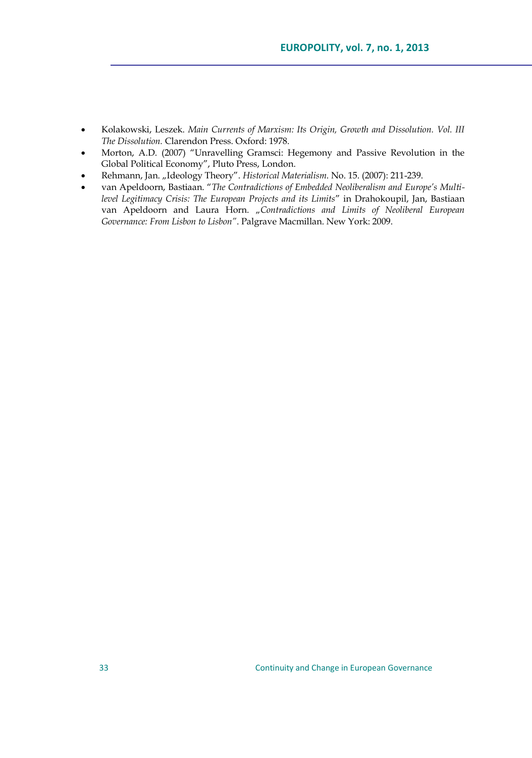- Kolakowski, Leszek. *Main Currents of Marxism: Its Origin, Growth and Dissolution. Vol. III The Dissolution.* Clarendon Press. Oxford: 1978.
- Morton, A.D. (2007) "Unravelling Gramsci: Hegemony and Passive Revolution in the Global Political Economy", Pluto Press, London.
- Rehmann, Jan. „Ideology Theory". *Historical Materialism*. No. 15. (2007): 211-239.
- van Apeldoorn, Bastiaan. "*The Contradictions of Embedded Neoliberalism and Europe's Multi-level Legitimacy Crisis: The European Projects and its Limits*" in Drahokoupil, Jan, Bastiaan van Apeldoorn and Laura Horn. „*Contradictions and Limits of Neoliberal European Governance: From Lisbon to Lisbon"*. Palgrave Macmillan. New York: 2009.